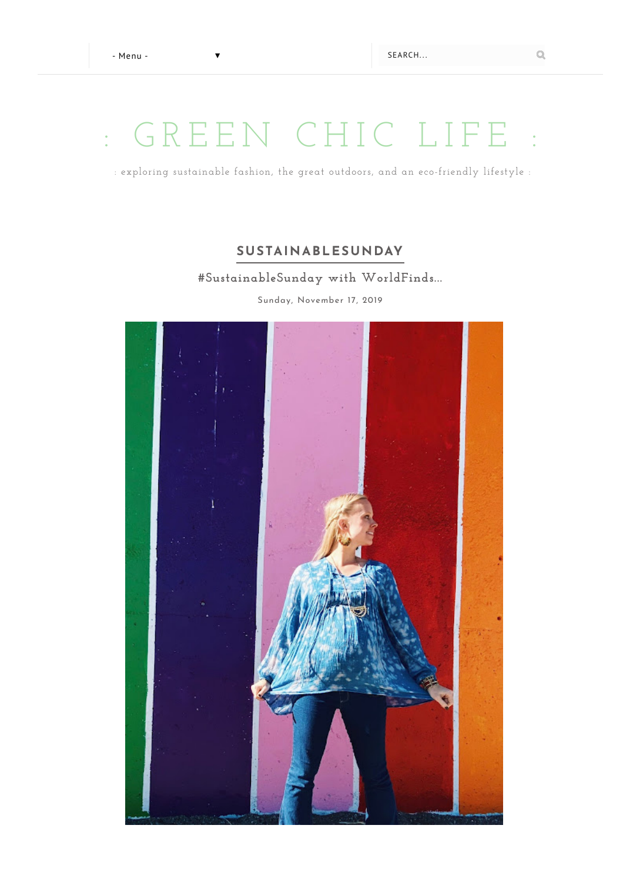- Menu -

SEARCH...

# : GREEN CHIC LIFE :

: exploring sustainable fashion, the great outdoors, and an eco-friendly lifestyle :

## SUSTAINABLESUNDAY

### #SustainableSunday with WorldFinds...

Sunday, November 17, 2019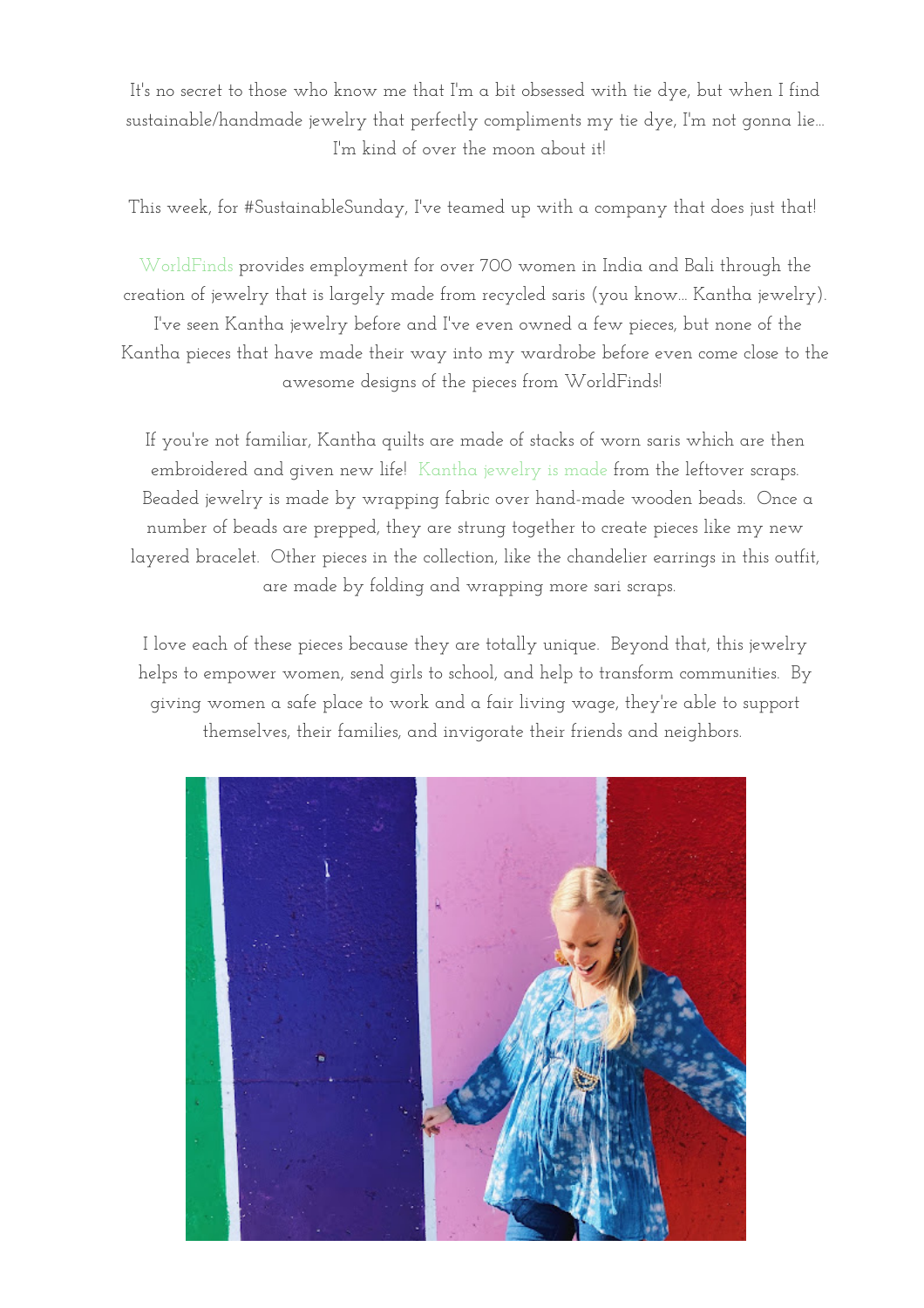It's no secret to those who know me that I'm a bit obsessed with tie dye, but when I find sustainable/handmade jewelry that perfectly compliments my tie dye, I'm not gonna lie... I'm kind of over the moon about it!

This week, for #SustainableSunday, I've teamed up with a company that does just that!

WorldFinds provides employment for over 700 women in India and Bali through the creation of jewelry that is largely made from recycled saris (you know... Kantha jewelry). I've seen Kantha jewelry before and I've even owned a few pieces, but none of the Kantha pieces that have made their way into my wardrobe before even come close to the awesome designs of the pieces from WorldFinds!

If you're not familiar, Kantha quilts are made of stacks of worn saris which are then embroidered and given new life! Kantha jewelry is made from the leftover scraps. Beaded jewelry is made by wrapping fabric over hand-made wooden beads. Once a number of beads are prepped, they are strung together to create pieces like my new layered bracelet. Other pieces in the collection, like the chandelier earrings in this outfit, are made by folding and wrapping more sari scraps.

I love each of these pieces because they are totally unique. Beyond that, this jewelry helps to empower women, send girls to school, and help to transform communities. By giving women a safe place to work and a fair living wage, they're able to support themselves, their families, and invigorate their friends and neighbors.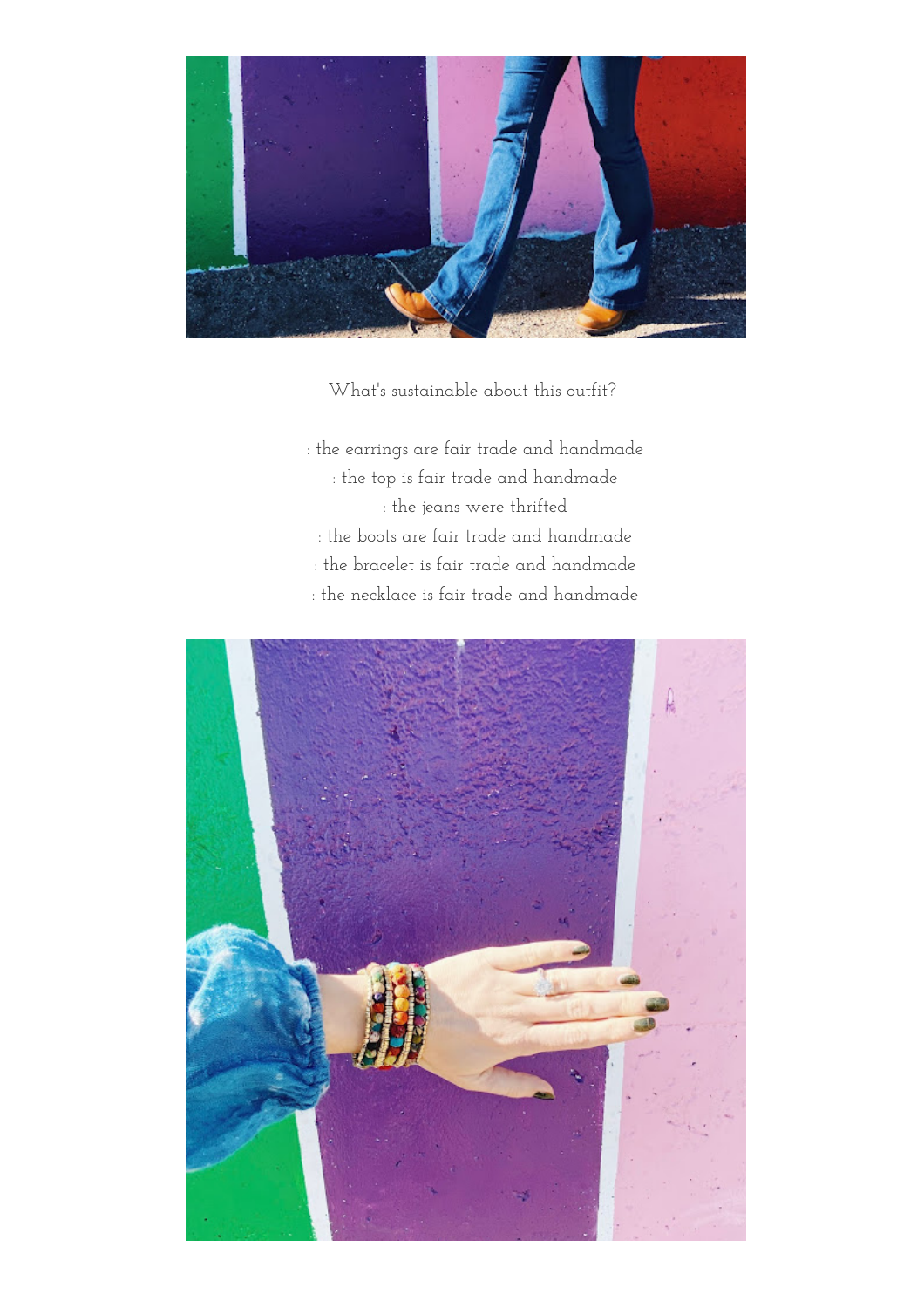What's sustainable about this outfit?

: the earrings are fair trade and handmade
: the top is fair trade and handmade
: the jeans were thrifted
: the boots are fair trade and handmade
: the bracelet is fair trade and handmade
: the necklace is fair trade and handmade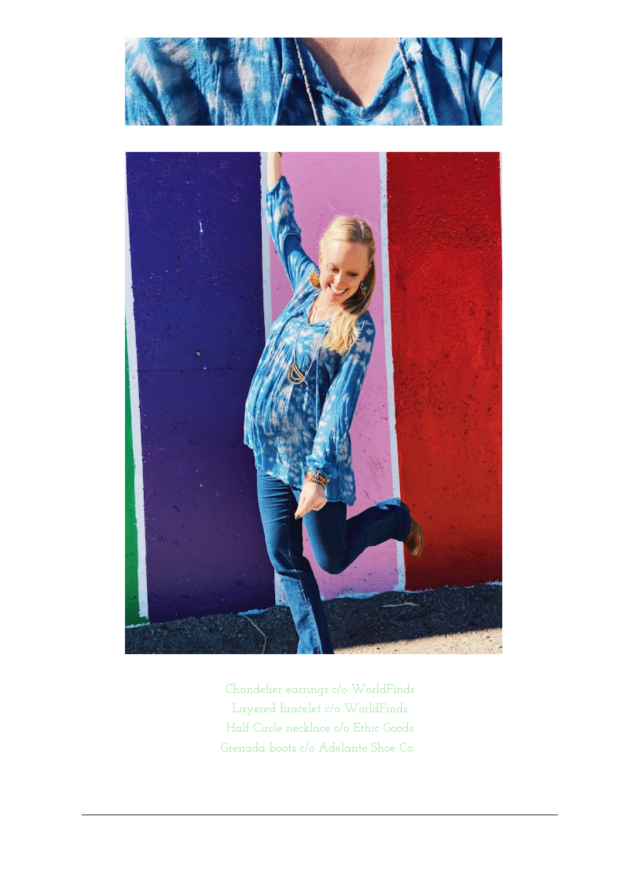Chandelier earrings c/o WorldFinds
Layered bracelet c/o WorldFinds
Half Circle necklace c/o Ethic Goods
Grenada boots c/o Adelante Shoe Co.